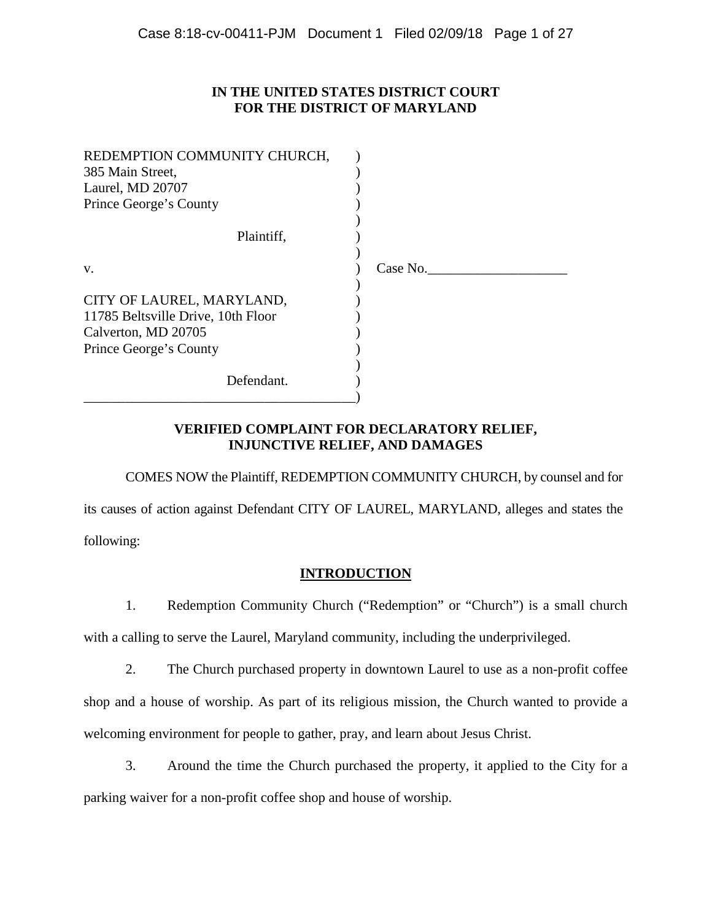**IN THE UNITED STATES DISTRICT COURT**
**FOR THE DISTRICT OF MARYLAND**

| | | |
|---|---|---|
| REDEMPTION COMMUNITY CHURCH,<br>385 Main Street,<br>Laurel, MD 20707<br>Prince George's County<br><br>Plaintiff, | ) | |
| v. | ) | Case No.____________________ |
| CITY OF LAUREL, MARYLAND,<br>11785 Beltsville Drive, 10th Floor<br>Calverton, MD 20705<br>Prince George's County<br><br>Defendant. | ) | |

**VERIFIED COMPLAINT FOR DECLARATORY RELIEF, INJUNCTIVE RELIEF, AND DAMAGES**

COMES NOW the Plaintiff, REDEMPTION COMMUNITY CHURCH, by counsel and for its causes of action against Defendant CITY OF LAUREL, MARYLAND, alleges and states the following:

## INTRODUCTION

1. Redemption Community Church ("Redemption" or "Church") is a small church with a calling to serve the Laurel, Maryland community, including the underprivileged.

2. The Church purchased property in downtown Laurel to use as a non-profit coffee shop and a house of worship. As part of its religious mission, the Church wanted to provide a welcoming environment for people to gather, pray, and learn about Jesus Christ.

3. Around the time the Church purchased the property, it applied to the City for a parking waiver for a non-profit coffee shop and house of worship.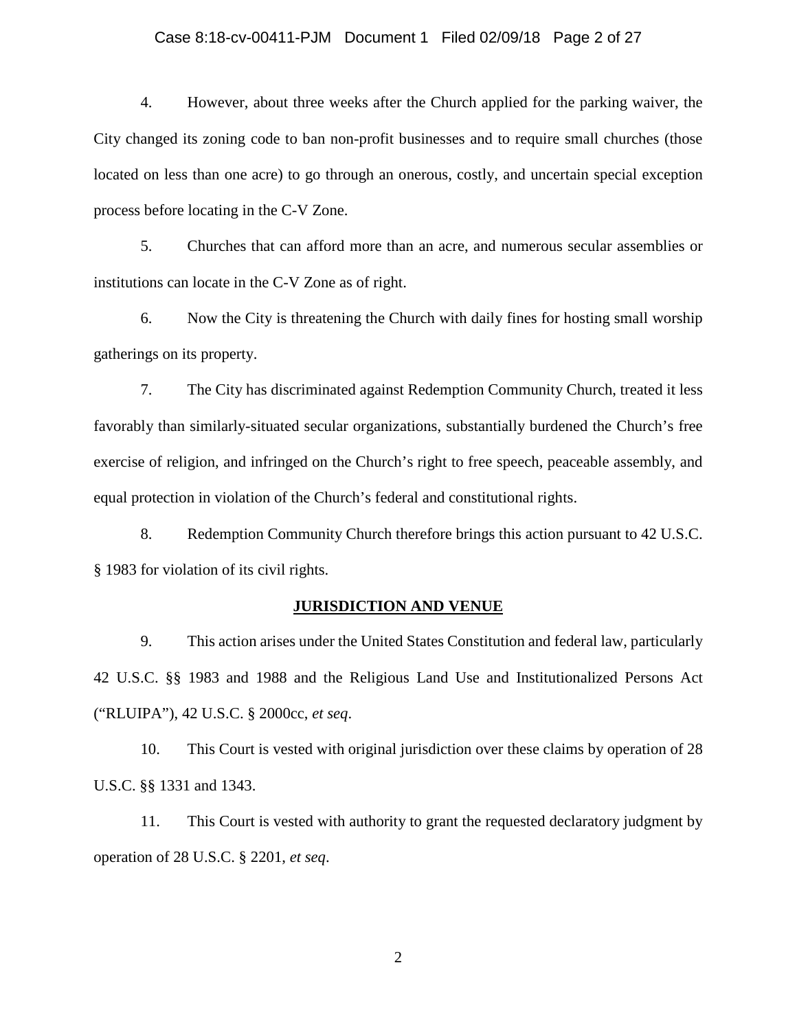4. However, about three weeks after the Church applied for the parking waiver, the City changed its zoning code to ban non-profit businesses and to require small churches (those located on less than one acre) to go through an onerous, costly, and uncertain special exception process before locating in the C-V Zone.

5. Churches that can afford more than an acre, and numerous secular assemblies or institutions can locate in the C-V Zone as of right.

6. Now the City is threatening the Church with daily fines for hosting small worship gatherings on its property.

7. The City has discriminated against Redemption Community Church, treated it less favorably than similarly-situated secular organizations, substantially burdened the Church's free exercise of religion, and infringed on the Church's right to free speech, peaceable assembly, and equal protection in violation of the Church's federal and constitutional rights.

8. Redemption Community Church therefore brings this action pursuant to 42 U.S.C. § 1983 for violation of its civil rights.

## JURISDICTION AND VENUE

9. This action arises under the United States Constitution and federal law, particularly 42 U.S.C. §§ 1983 and 1988 and the Religious Land Use and Institutionalized Persons Act ("RLUIPA"), 42 U.S.C. § 2000cc, *et seq*.

10. This Court is vested with original jurisdiction over these claims by operation of 28 U.S.C. §§ 1331 and 1343.

11. This Court is vested with authority to grant the requested declaratory judgment by operation of 28 U.S.C. § 2201, *et seq*.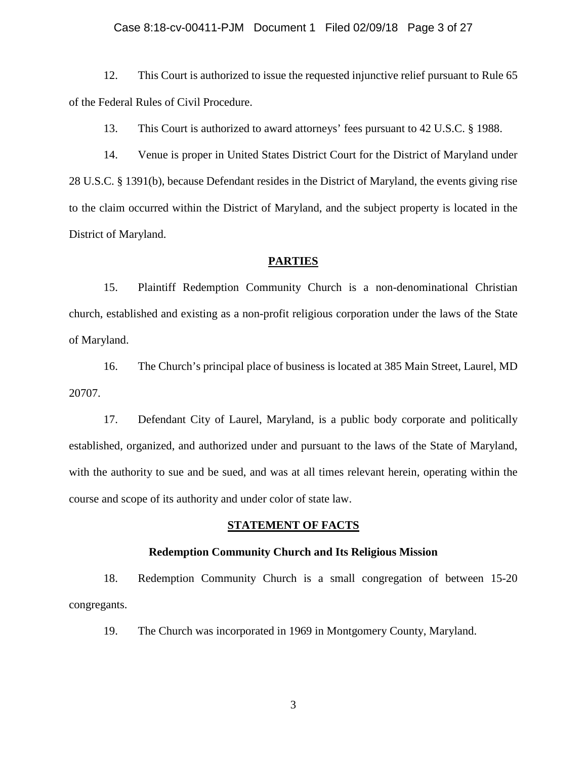12. This Court is authorized to issue the requested injunctive relief pursuant to Rule 65 of the Federal Rules of Civil Procedure.

13. This Court is authorized to award attorneys' fees pursuant to 42 U.S.C. § 1988.

14. Venue is proper in United States District Court for the District of Maryland under 28 U.S.C. § 1391(b), because Defendant resides in the District of Maryland, the events giving rise to the claim occurred within the District of Maryland, and the subject property is located in the District of Maryland.

## PARTIES

15. Plaintiff Redemption Community Church is a non-denominational Christian church, established and existing as a non-profit religious corporation under the laws of the State of Maryland.

16. The Church's principal place of business is located at 385 Main Street, Laurel, MD 20707.

17. Defendant City of Laurel, Maryland, is a public body corporate and politically established, organized, and authorized under and pursuant to the laws of the State of Maryland, with the authority to sue and be sued, and was at all times relevant herein, operating within the course and scope of its authority and under color of state law.

## STATEMENT OF FACTS

### Redemption Community Church and Its Religious Mission

18. Redemption Community Church is a small congregation of between 15-20 congregants.

19. The Church was incorporated in 1969 in Montgomery County, Maryland.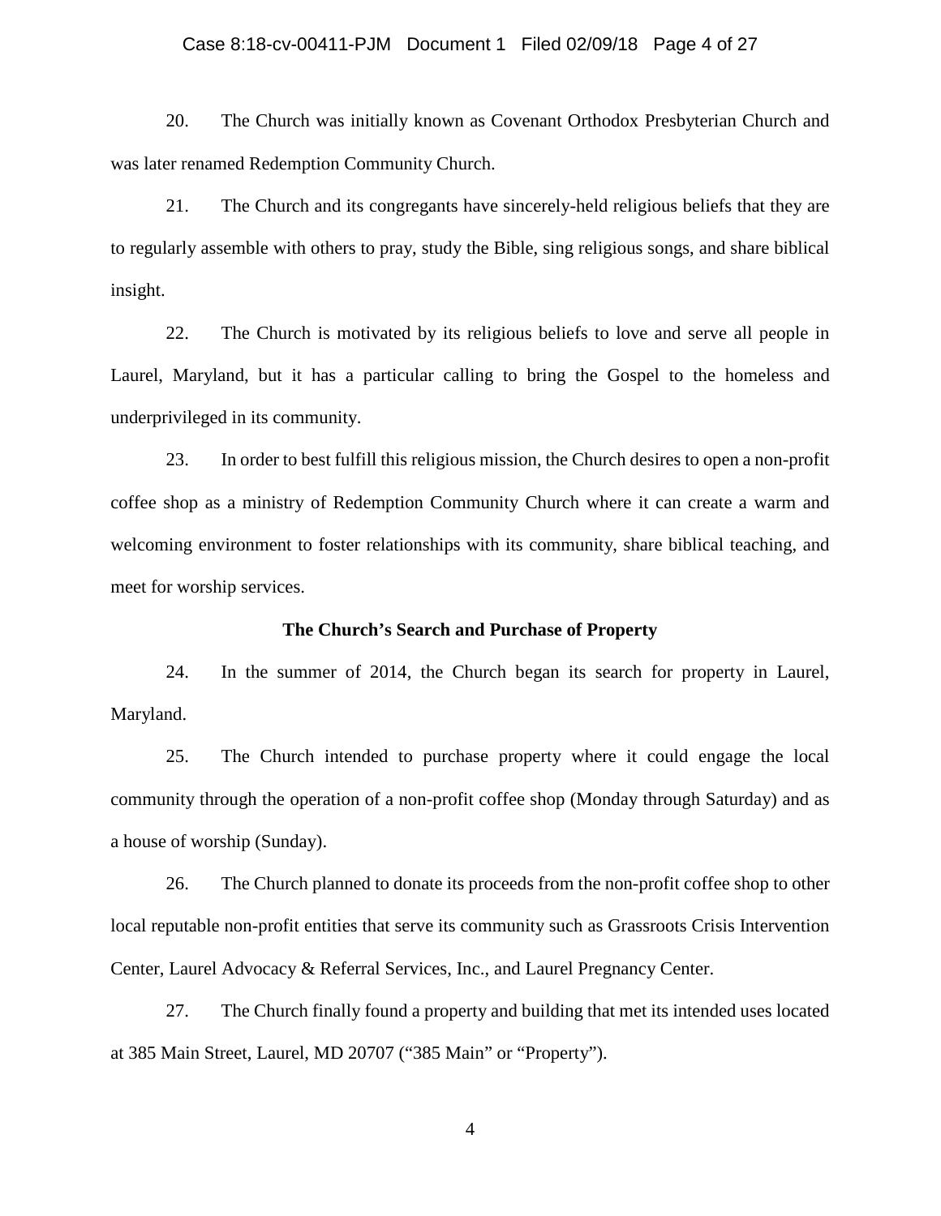20. The Church was initially known as Covenant Orthodox Presbyterian Church and was later renamed Redemption Community Church.

21. The Church and its congregants have sincerely-held religious beliefs that they are to regularly assemble with others to pray, study the Bible, sing religious songs, and share biblical insight.

22. The Church is motivated by its religious beliefs to love and serve all people in Laurel, Maryland, but it has a particular calling to bring the Gospel to the homeless and underprivileged in its community.

23. In order to best fulfill this religious mission, the Church desires to open a non-profit coffee shop as a ministry of Redemption Community Church where it can create a warm and welcoming environment to foster relationships with its community, share biblical teaching, and meet for worship services.

**The Church's Search and Purchase of Property**

24. In the summer of 2014, the Church began its search for property in Laurel, Maryland.

25. The Church intended to purchase property where it could engage the local community through the operation of a non-profit coffee shop (Monday through Saturday) and as a house of worship (Sunday).

26. The Church planned to donate its proceeds from the non-profit coffee shop to other local reputable non-profit entities that serve its community such as Grassroots Crisis Intervention Center, Laurel Advocacy & Referral Services, Inc., and Laurel Pregnancy Center.

27. The Church finally found a property and building that met its intended uses located at 385 Main Street, Laurel, MD 20707 ("385 Main" or "Property").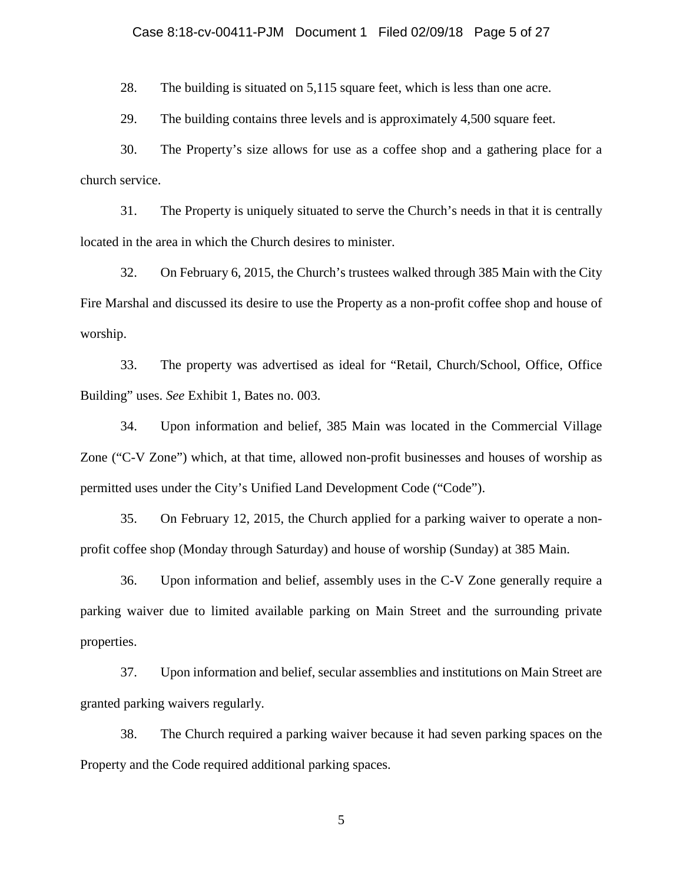28. The building is situated on 5,115 square feet, which is less than one acre.

29. The building contains three levels and is approximately 4,500 square feet.

30. The Property's size allows for use as a coffee shop and a gathering place for a church service.

31. The Property is uniquely situated to serve the Church's needs in that it is centrally located in the area in which the Church desires to minister.

32. On February 6, 2015, the Church's trustees walked through 385 Main with the City Fire Marshal and discussed its desire to use the Property as a non-profit coffee shop and house of worship.

33. The property was advertised as ideal for "Retail, Church/School, Office, Office Building" uses. *See* Exhibit 1, Bates no. 003.

34. Upon information and belief, 385 Main was located in the Commercial Village Zone ("C-V Zone") which, at that time, allowed non-profit businesses and houses of worship as permitted uses under the City's Unified Land Development Code ("Code").

35. On February 12, 2015, the Church applied for a parking waiver to operate a non-profit coffee shop (Monday through Saturday) and house of worship (Sunday) at 385 Main.

36. Upon information and belief, assembly uses in the C-V Zone generally require a parking waiver due to limited available parking on Main Street and the surrounding private properties.

37. Upon information and belief, secular assemblies and institutions on Main Street are granted parking waivers regularly.

38. The Church required a parking waiver because it had seven parking spaces on the Property and the Code required additional parking spaces.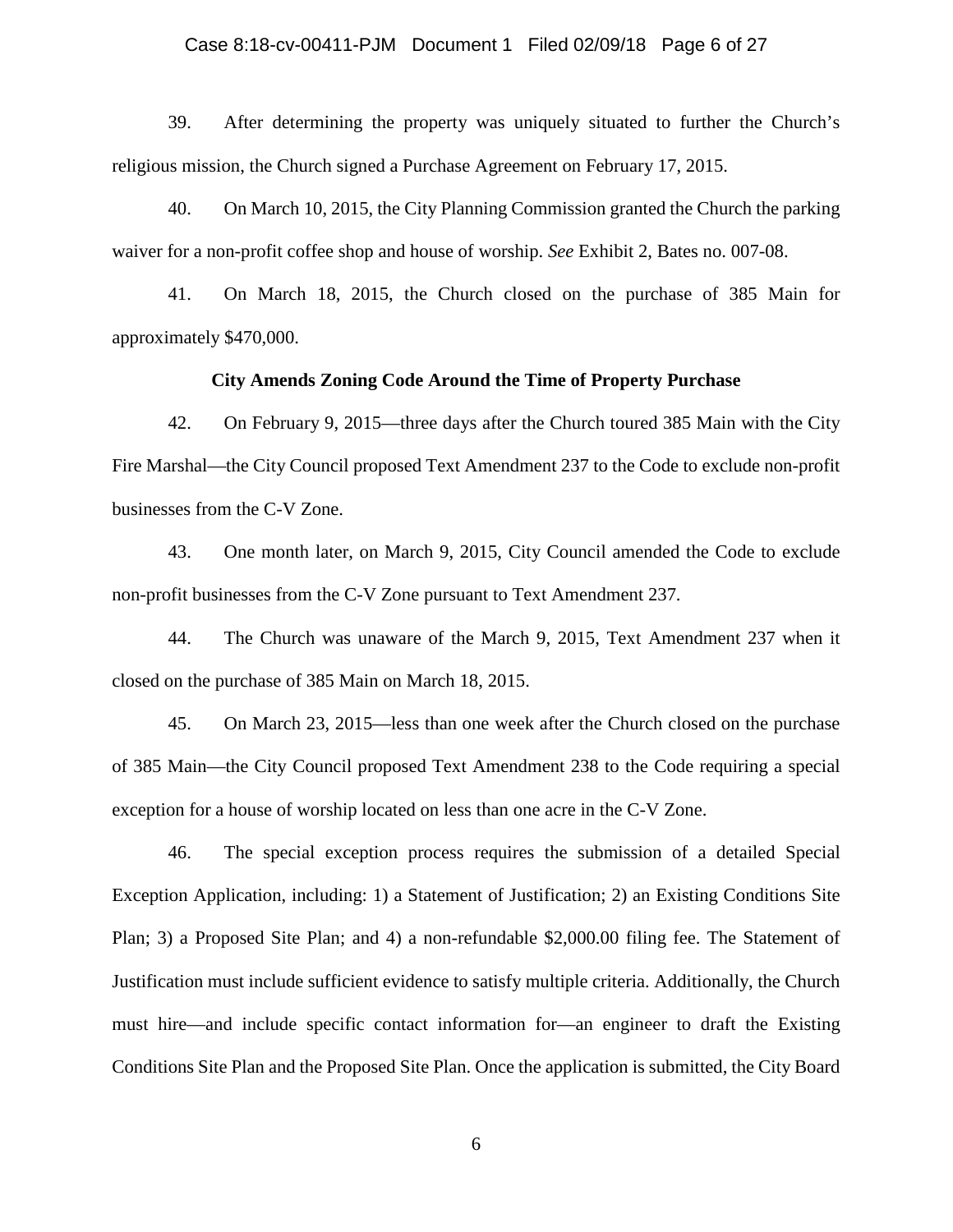39. After determining the property was uniquely situated to further the Church's religious mission, the Church signed a Purchase Agreement on February 17, 2015.

40. On March 10, 2015, the City Planning Commission granted the Church the parking waiver for a non-profit coffee shop and house of worship. *See* Exhibit 2, Bates no. 007-08.

41. On March 18, 2015, the Church closed on the purchase of 385 Main for approximately $470,000.

**City Amends Zoning Code Around the Time of Property Purchase**

42. On February 9, 2015—three days after the Church toured 385 Main with the City Fire Marshal—the City Council proposed Text Amendment 237 to the Code to exclude non-profit businesses from the C-V Zone.

43. One month later, on March 9, 2015, City Council amended the Code to exclude non-profit businesses from the C-V Zone pursuant to Text Amendment 237.

44. The Church was unaware of the March 9, 2015, Text Amendment 237 when it closed on the purchase of 385 Main on March 18, 2015.

45. On March 23, 2015—less than one week after the Church closed on the purchase of 385 Main—the City Council proposed Text Amendment 238 to the Code requiring a special exception for a house of worship located on less than one acre in the C-V Zone.

46. The special exception process requires the submission of a detailed Special Exception Application, including: 1) a Statement of Justification; 2) an Existing Conditions Site Plan; 3) a Proposed Site Plan; and 4) a non-refundable $2,000.00 filing fee. The Statement of Justification must include sufficient evidence to satisfy multiple criteria. Additionally, the Church must hire—and include specific contact information for—an engineer to draft the Existing Conditions Site Plan and the Proposed Site Plan. Once the application is submitted, the City Board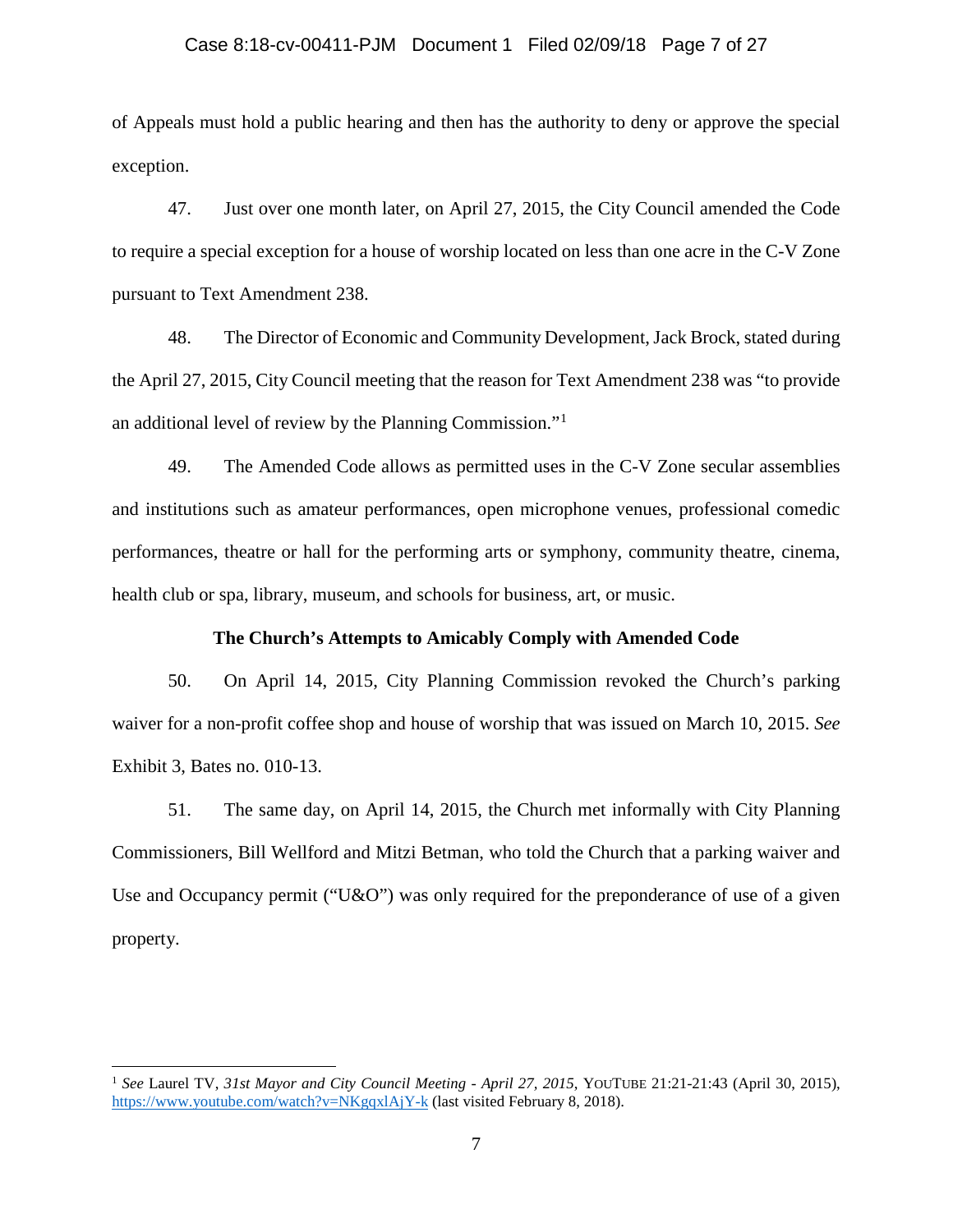of Appeals must hold a public hearing and then has the authority to deny or approve the special exception.

47. Just over one month later, on April 27, 2015, the City Council amended the Code to require a special exception for a house of worship located on less than one acre in the C-V Zone pursuant to Text Amendment 238.

48. The Director of Economic and Community Development, Jack Brock, stated during the April 27, 2015, City Council meeting that the reason for Text Amendment 238 was "to provide an additional level of review by the Planning Commission."[1]

49. The Amended Code allows as permitted uses in the C-V Zone secular assemblies and institutions such as amateur performances, open microphone venues, professional comedic performances, theatre or hall for the performing arts or symphony, community theatre, cinema, health club or spa, library, museum, and schools for business, art, or music.

**The Church's Attempts to Amicably Comply with Amended Code**

50. On April 14, 2015, City Planning Commission revoked the Church's parking waiver for a non-profit coffee shop and house of worship that was issued on March 10, 2015. *See* Exhibit 3, Bates no. 010-13.

51. The same day, on April 14, 2015, the Church met informally with City Planning Commissioners, Bill Wellford and Mitzi Betman, who told the Church that a parking waiver and Use and Occupancy permit ("U&O") was only required for the preponderance of use of a given property.

---

[1] *See* Laurel TV, *31st Mayor and City Council Meeting - April 27, 2015*, YOUTUBE 21:21-21:43 (April 30, 2015), https://www.youtube.com/watch?v=NKgqxlAjY-k (last visited February 8, 2018).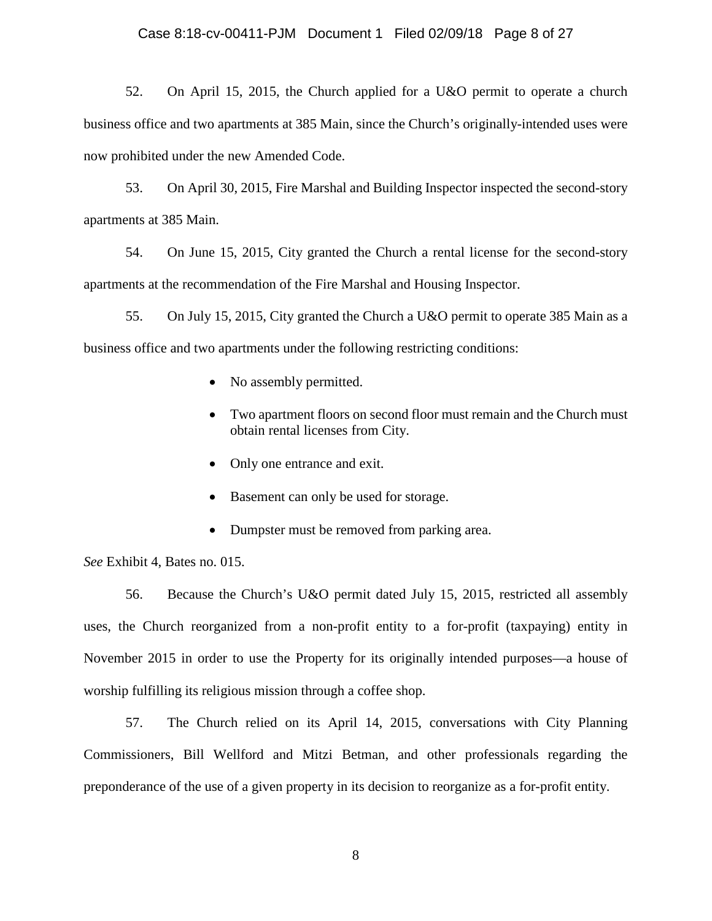52. On April 15, 2015, the Church applied for a U&O permit to operate a church business office and two apartments at 385 Main, since the Church's originally-intended uses were now prohibited under the new Amended Code.

53. On April 30, 2015, Fire Marshal and Building Inspector inspected the second-story apartments at 385 Main.

54. On June 15, 2015, City granted the Church a rental license for the second-story apartments at the recommendation of the Fire Marshal and Housing Inspector.

55. On July 15, 2015, City granted the Church a U&O permit to operate 385 Main as a business office and two apartments under the following restricting conditions:

- No assembly permitted.
- Two apartment floors on second floor must remain and the Church must obtain rental licenses from City.
- Only one entrance and exit.
- Basement can only be used for storage.
- Dumpster must be removed from parking area.

*See* Exhibit 4, Bates no. 015.

56. Because the Church's U&O permit dated July 15, 2015, restricted all assembly uses, the Church reorganized from a non-profit entity to a for-profit (taxpaying) entity in November 2015 in order to use the Property for its originally intended purposes—a house of worship fulfilling its religious mission through a coffee shop.

57. The Church relied on its April 14, 2015, conversations with City Planning Commissioners, Bill Wellford and Mitzi Betman, and other professionals regarding the preponderance of the use of a given property in its decision to reorganize as a for-profit entity.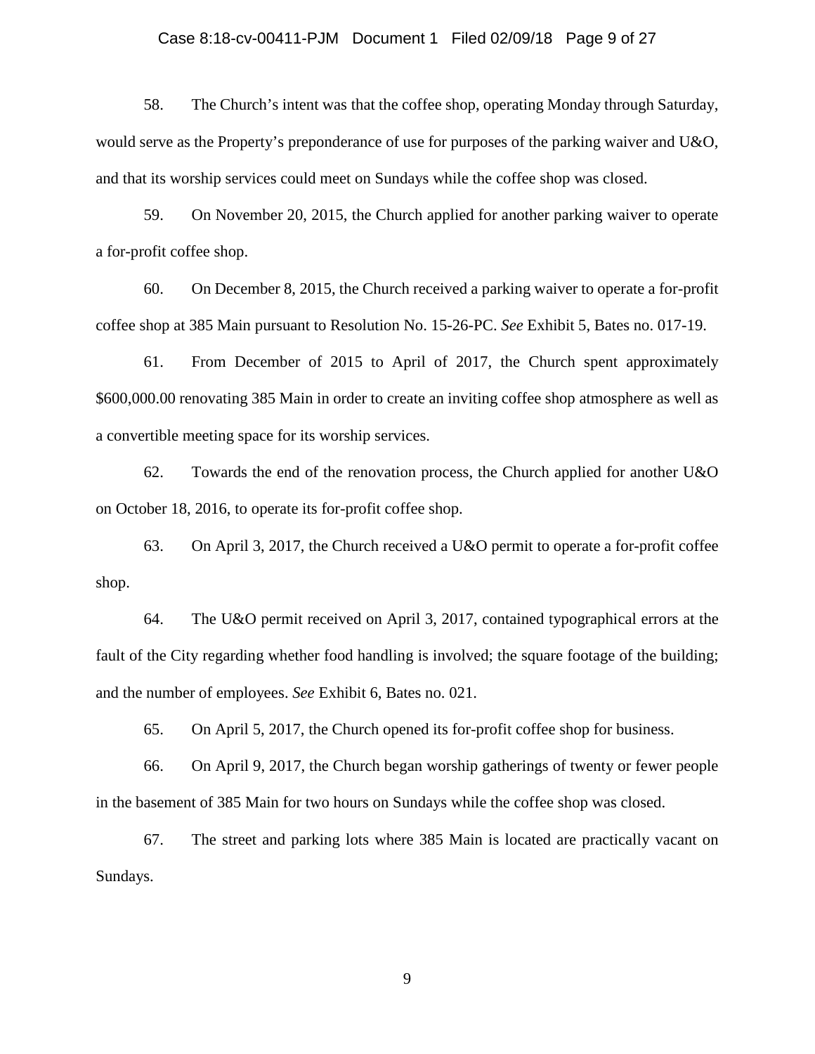58. The Church's intent was that the coffee shop, operating Monday through Saturday, would serve as the Property's preponderance of use for purposes of the parking waiver and U&O, and that its worship services could meet on Sundays while the coffee shop was closed.

59. On November 20, 2015, the Church applied for another parking waiver to operate a for-profit coffee shop.

60. On December 8, 2015, the Church received a parking waiver to operate a for-profit coffee shop at 385 Main pursuant to Resolution No. 15-26-PC. *See* Exhibit 5, Bates no. 017-19.

61. From December of 2015 to April of 2017, the Church spent approximately $600,000.00 renovating 385 Main in order to create an inviting coffee shop atmosphere as well as a convertible meeting space for its worship services.

62. Towards the end of the renovation process, the Church applied for another U&O on October 18, 2016, to operate its for-profit coffee shop.

63. On April 3, 2017, the Church received a U&O permit to operate a for-profit coffee shop.

64. The U&O permit received on April 3, 2017, contained typographical errors at the fault of the City regarding whether food handling is involved; the square footage of the building; and the number of employees. *See* Exhibit 6, Bates no. 021.

65. On April 5, 2017, the Church opened its for-profit coffee shop for business.

66. On April 9, 2017, the Church began worship gatherings of twenty or fewer people in the basement of 385 Main for two hours on Sundays while the coffee shop was closed.

67. The street and parking lots where 385 Main is located are practically vacant on Sundays.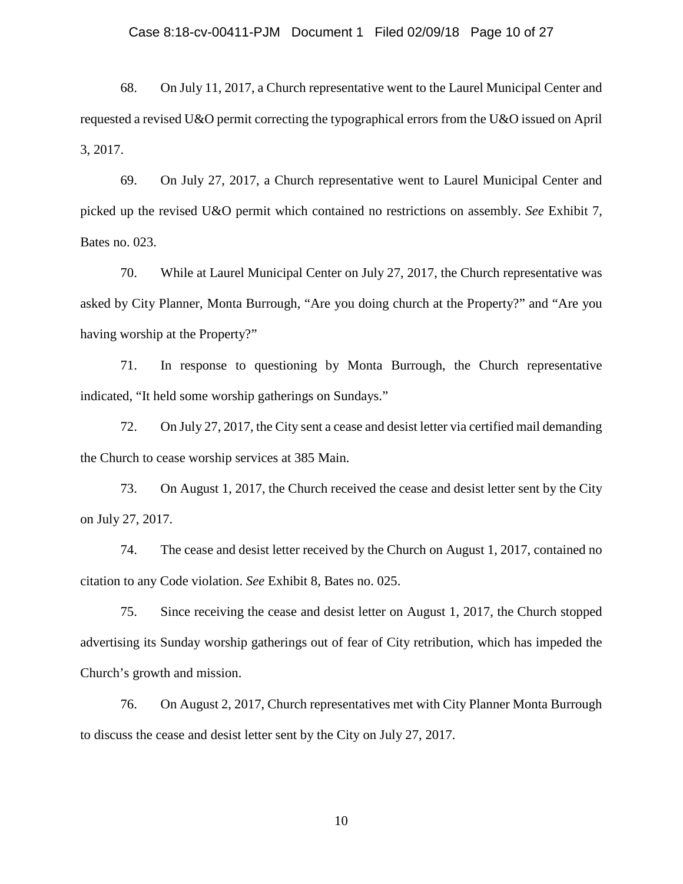68. On July 11, 2017, a Church representative went to the Laurel Municipal Center and requested a revised U&O permit correcting the typographical errors from the U&O issued on April 3, 2017.

69. On July 27, 2017, a Church representative went to Laurel Municipal Center and picked up the revised U&O permit which contained no restrictions on assembly. *See* Exhibit 7, Bates no. 023.

70. While at Laurel Municipal Center on July 27, 2017, the Church representative was asked by City Planner, Monta Burrough, "Are you doing church at the Property?" and "Are you having worship at the Property?"

71. In response to questioning by Monta Burrough, the Church representative indicated, "It held some worship gatherings on Sundays."

72. On July 27, 2017, the City sent a cease and desist letter via certified mail demanding the Church to cease worship services at 385 Main.

73. On August 1, 2017, the Church received the cease and desist letter sent by the City on July 27, 2017.

74. The cease and desist letter received by the Church on August 1, 2017, contained no citation to any Code violation. *See* Exhibit 8, Bates no. 025.

75. Since receiving the cease and desist letter on August 1, 2017, the Church stopped advertising its Sunday worship gatherings out of fear of City retribution, which has impeded the Church's growth and mission.

76. On August 2, 2017, Church representatives met with City Planner Monta Burrough to discuss the cease and desist letter sent by the City on July 27, 2017.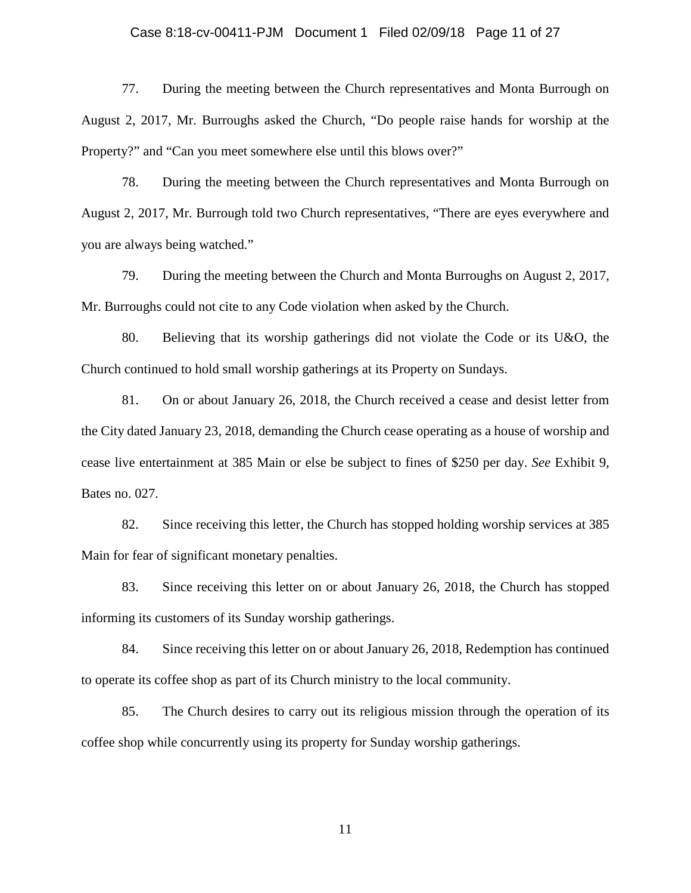77. During the meeting between the Church representatives and Monta Burrough on August 2, 2017, Mr. Burroughs asked the Church, "Do people raise hands for worship at the Property?" and "Can you meet somewhere else until this blows over?"

78. During the meeting between the Church representatives and Monta Burrough on August 2, 2017, Mr. Burrough told two Church representatives, "There are eyes everywhere and you are always being watched."

79. During the meeting between the Church and Monta Burroughs on August 2, 2017, Mr. Burroughs could not cite to any Code violation when asked by the Church.

80. Believing that its worship gatherings did not violate the Code or its U&O, the Church continued to hold small worship gatherings at its Property on Sundays.

81. On or about January 26, 2018, the Church received a cease and desist letter from the City dated January 23, 2018, demanding the Church cease operating as a house of worship and cease live entertainment at 385 Main or else be subject to fines of $250 per day. *See* Exhibit 9, Bates no. 027.

82. Since receiving this letter, the Church has stopped holding worship services at 385 Main for fear of significant monetary penalties.

83. Since receiving this letter on or about January 26, 2018, the Church has stopped informing its customers of its Sunday worship gatherings.

84. Since receiving this letter on or about January 26, 2018, Redemption has continued to operate its coffee shop as part of its Church ministry to the local community.

85. The Church desires to carry out its religious mission through the operation of its coffee shop while concurrently using its property for Sunday worship gatherings.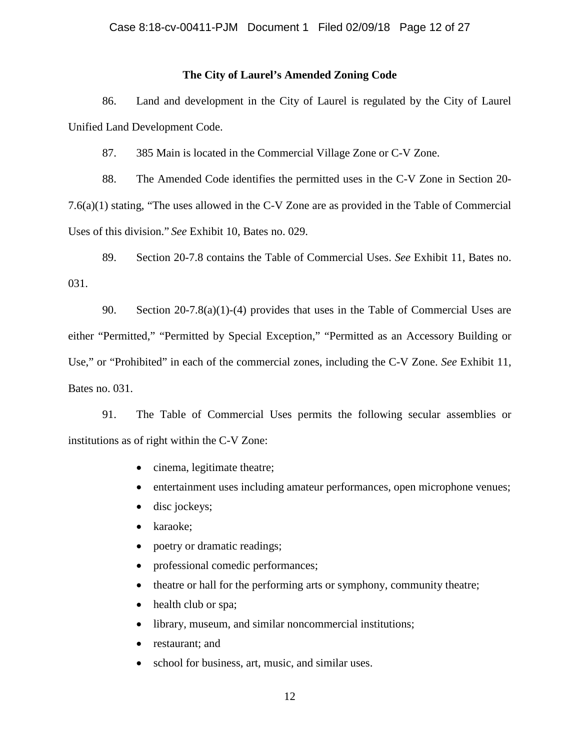### The City of Laurel's Amended Zoning Code

86. Land and development in the City of Laurel is regulated by the City of Laurel Unified Land Development Code.

87. 385 Main is located in the Commercial Village Zone or C-V Zone.

88. The Amended Code identifies the permitted uses in the C-V Zone in Section 20-7.6(a)(1) stating, "The uses allowed in the C-V Zone are as provided in the Table of Commercial Uses of this division." *See* Exhibit 10, Bates no. 029.

89. Section 20-7.8 contains the Table of Commercial Uses. *See* Exhibit 11, Bates no. 031.

90. Section 20-7.8(a)(1)-(4) provides that uses in the Table of Commercial Uses are either "Permitted," "Permitted by Special Exception," "Permitted as an Accessory Building or Use," or "Prohibited" in each of the commercial zones, including the C-V Zone. *See* Exhibit 11, Bates no. 031.

91. The Table of Commercial Uses permits the following secular assemblies or institutions as of right within the C-V Zone:

- cinema, legitimate theatre;
- entertainment uses including amateur performances, open microphone venues;
- disc jockeys;
- karaoke;
- poetry or dramatic readings;
- professional comedic performances;
- theatre or hall for the performing arts or symphony, community theatre;
- health club or spa;
- library, museum, and similar noncommercial institutions;
- restaurant; and
- school for business, art, music, and similar uses.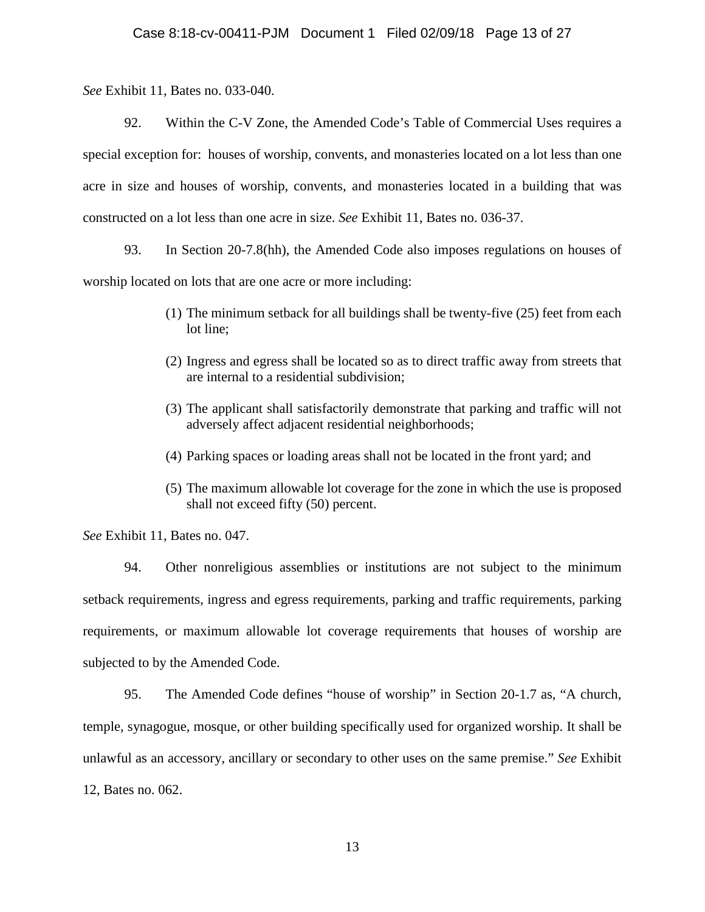*See* Exhibit 11, Bates no. 033-040.

92. Within the C-V Zone, the Amended Code's Table of Commercial Uses requires a special exception for: houses of worship, convents, and monasteries located on a lot less than one acre in size and houses of worship, convents, and monasteries located in a building that was constructed on a lot less than one acre in size. *See* Exhibit 11, Bates no. 036-37.

93. In Section 20-7.8(hh), the Amended Code also imposes regulations on houses of worship located on lots that are one acre or more including:

> (1) The minimum setback for all buildings shall be twenty-five (25) feet from each lot line;
>
> (2) Ingress and egress shall be located so as to direct traffic away from streets that are internal to a residential subdivision;
>
> (3) The applicant shall satisfactorily demonstrate that parking and traffic will not adversely affect adjacent residential neighborhoods;
>
> (4) Parking spaces or loading areas shall not be located in the front yard; and
>
> (5) The maximum allowable lot coverage for the zone in which the use is proposed shall not exceed fifty (50) percent.

*See* Exhibit 11, Bates no. 047.

94. Other nonreligious assemblies or institutions are not subject to the minimum setback requirements, ingress and egress requirements, parking and traffic requirements, parking requirements, or maximum allowable lot coverage requirements that houses of worship are subjected to by the Amended Code.

95. The Amended Code defines "house of worship" in Section 20-1.7 as, "A church, temple, synagogue, mosque, or other building specifically used for organized worship. It shall be unlawful as an accessory, ancillary or secondary to other uses on the same premise." *See* Exhibit 12, Bates no. 062.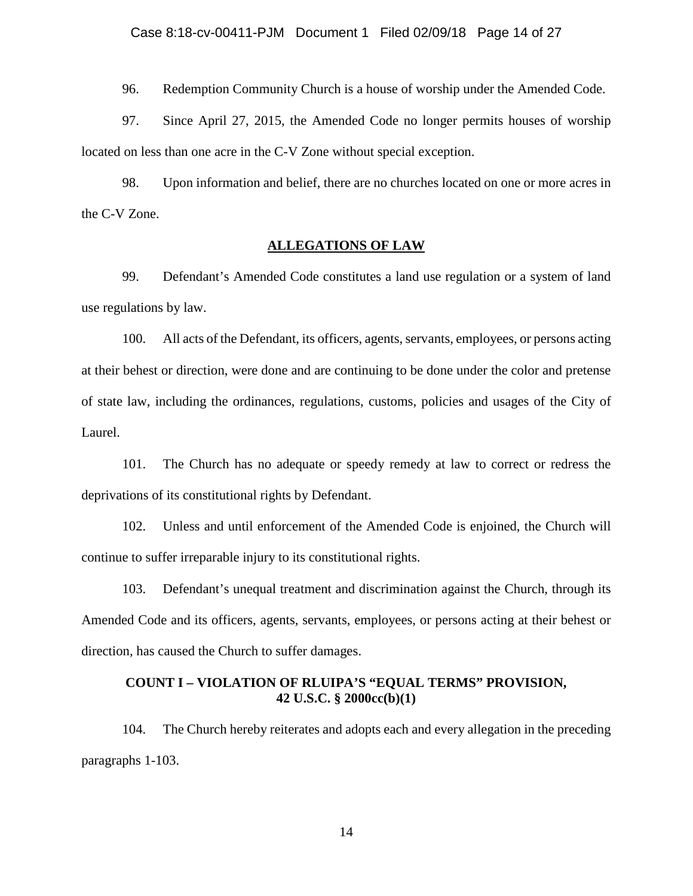96. Redemption Community Church is a house of worship under the Amended Code.

97. Since April 27, 2015, the Amended Code no longer permits houses of worship located on less than one acre in the C-V Zone without special exception.

98. Upon information and belief, there are no churches located on one or more acres in the C-V Zone.

## ALLEGATIONS OF LAW

99. Defendant's Amended Code constitutes a land use regulation or a system of land use regulations by law.

100. All acts of the Defendant, its officers, agents, servants, employees, or persons acting at their behest or direction, were done and are continuing to be done under the color and pretense of state law, including the ordinances, regulations, customs, policies and usages of the City of Laurel.

101. The Church has no adequate or speedy remedy at law to correct or redress the deprivations of its constitutional rights by Defendant.

102. Unless and until enforcement of the Amended Code is enjoined, the Church will continue to suffer irreparable injury to its constitutional rights.

103. Defendant's unequal treatment and discrimination against the Church, through its Amended Code and its officers, agents, servants, employees, or persons acting at their behest or direction, has caused the Church to suffer damages.

## COUNT I – VIOLATION OF RLUIPA'S "EQUAL TERMS" PROVISION, 42 U.S.C. § 2000cc(b)(1)

104. The Church hereby reiterates and adopts each and every allegation in the preceding paragraphs 1-103.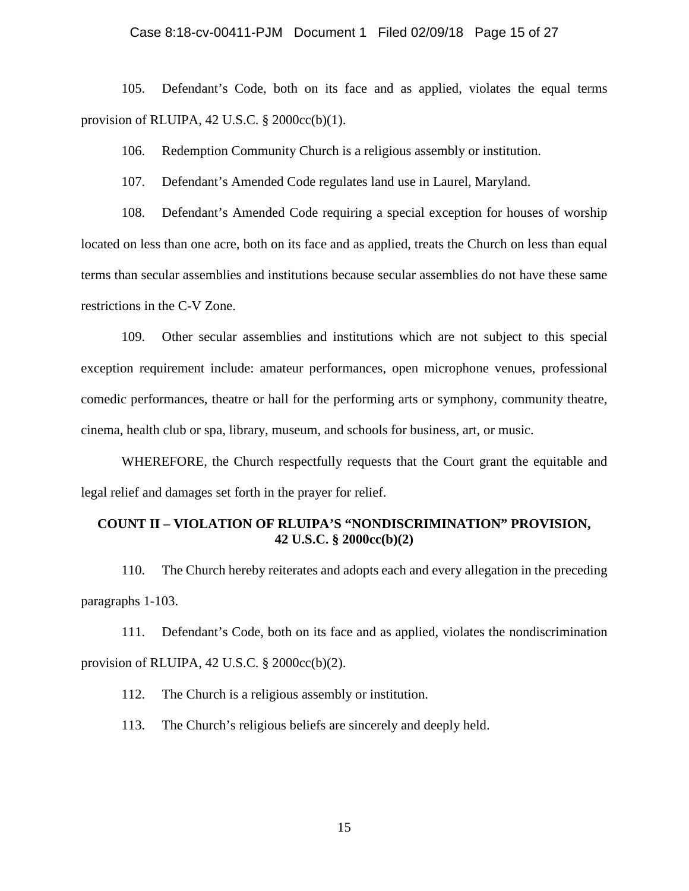105. Defendant's Code, both on its face and as applied, violates the equal terms provision of RLUIPA, 42 U.S.C. § 2000cc(b)(1).

106. Redemption Community Church is a religious assembly or institution.

107. Defendant's Amended Code regulates land use in Laurel, Maryland.

108. Defendant's Amended Code requiring a special exception for houses of worship located on less than one acre, both on its face and as applied, treats the Church on less than equal terms than secular assemblies and institutions because secular assemblies do not have these same restrictions in the C-V Zone.

109. Other secular assemblies and institutions which are not subject to this special exception requirement include: amateur performances, open microphone venues, professional comedic performances, theatre or hall for the performing arts or symphony, community theatre, cinema, health club or spa, library, museum, and schools for business, art, or music.

WHEREFORE, the Church respectfully requests that the Court grant the equitable and legal relief and damages set forth in the prayer for relief.

**COUNT II – VIOLATION OF RLUIPA'S "NONDISCRIMINATION" PROVISION, 42 U.S.C. § 2000cc(b)(2)**

110. The Church hereby reiterates and adopts each and every allegation in the preceding paragraphs 1-103.

111. Defendant's Code, both on its face and as applied, violates the nondiscrimination provision of RLUIPA, 42 U.S.C. § 2000cc(b)(2).

112. The Church is a religious assembly or institution.

113. The Church's religious beliefs are sincerely and deeply held.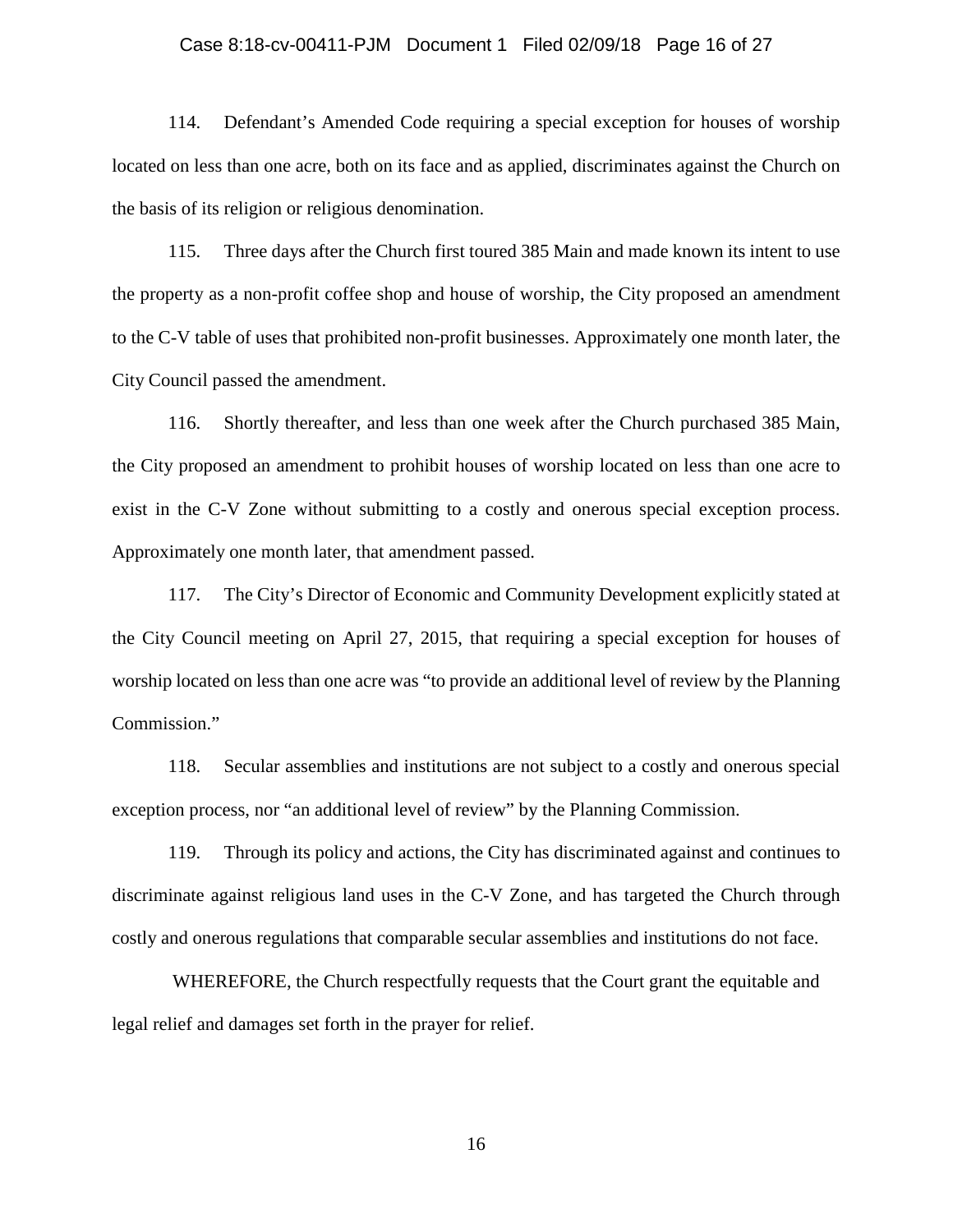114. Defendant's Amended Code requiring a special exception for houses of worship located on less than one acre, both on its face and as applied, discriminates against the Church on the basis of its religion or religious denomination.

115. Three days after the Church first toured 385 Main and made known its intent to use the property as a non-profit coffee shop and house of worship, the City proposed an amendment to the C-V table of uses that prohibited non-profit businesses. Approximately one month later, the City Council passed the amendment.

116. Shortly thereafter, and less than one week after the Church purchased 385 Main, the City proposed an amendment to prohibit houses of worship located on less than one acre to exist in the C-V Zone without submitting to a costly and onerous special exception process. Approximately one month later, that amendment passed.

117. The City's Director of Economic and Community Development explicitly stated at the City Council meeting on April 27, 2015, that requiring a special exception for houses of worship located on less than one acre was "to provide an additional level of review by the Planning Commission."

118. Secular assemblies and institutions are not subject to a costly and onerous special exception process, nor "an additional level of review" by the Planning Commission.

119. Through its policy and actions, the City has discriminated against and continues to discriminate against religious land uses in the C-V Zone, and has targeted the Church through costly and onerous regulations that comparable secular assemblies and institutions do not face.

WHEREFORE, the Church respectfully requests that the Court grant the equitable and legal relief and damages set forth in the prayer for relief.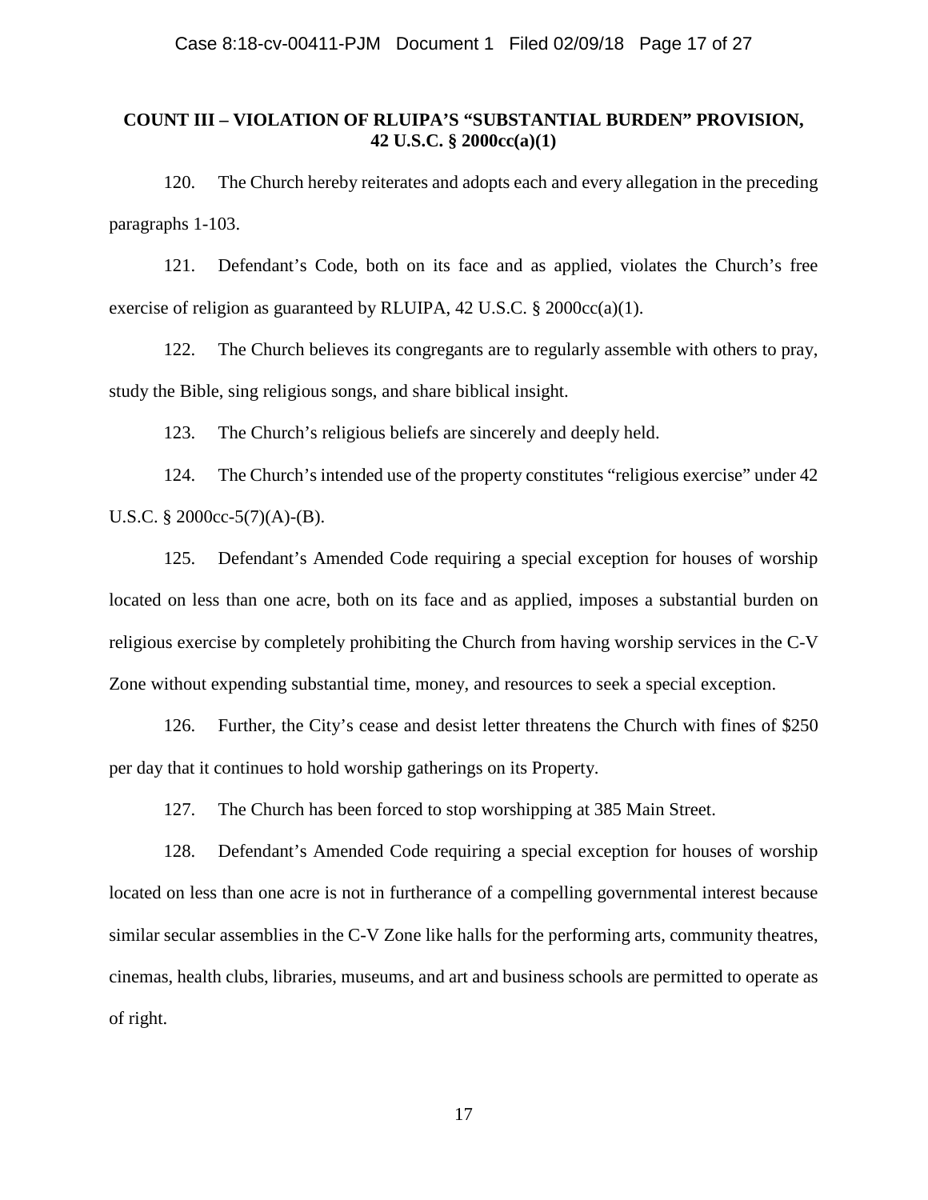**COUNT III – VIOLATION OF RLUIPA'S "SUBSTANTIAL BURDEN" PROVISION, 42 U.S.C. § 2000cc(a)(1)**

120. The Church hereby reiterates and adopts each and every allegation in the preceding paragraphs 1-103.

121. Defendant's Code, both on its face and as applied, violates the Church's free exercise of religion as guaranteed by RLUIPA, 42 U.S.C. § 2000cc(a)(1).

122. The Church believes its congregants are to regularly assemble with others to pray, study the Bible, sing religious songs, and share biblical insight.

123. The Church's religious beliefs are sincerely and deeply held.

124. The Church's intended use of the property constitutes "religious exercise" under 42 U.S.C. § 2000cc-5(7)(A)-(B).

125. Defendant's Amended Code requiring a special exception for houses of worship located on less than one acre, both on its face and as applied, imposes a substantial burden on religious exercise by completely prohibiting the Church from having worship services in the C-V Zone without expending substantial time, money, and resources to seek a special exception.

126. Further, the City's cease and desist letter threatens the Church with fines of $250 per day that it continues to hold worship gatherings on its Property.

127. The Church has been forced to stop worshipping at 385 Main Street.

128. Defendant's Amended Code requiring a special exception for houses of worship located on less than one acre is not in furtherance of a compelling governmental interest because similar secular assemblies in the C-V Zone like halls for the performing arts, community theatres, cinemas, health clubs, libraries, museums, and art and business schools are permitted to operate as of right.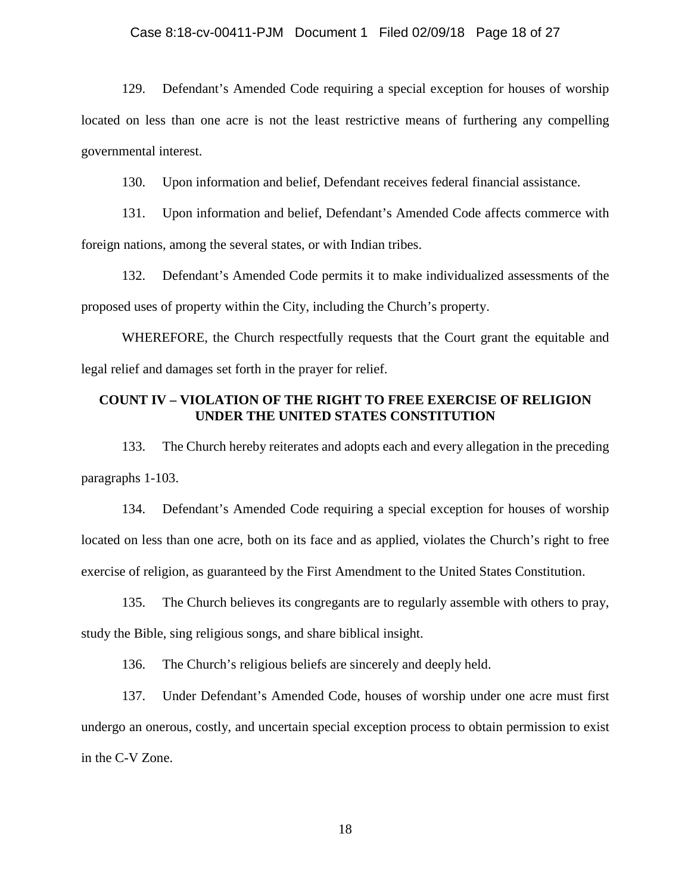129. Defendant's Amended Code requiring a special exception for houses of worship located on less than one acre is not the least restrictive means of furthering any compelling governmental interest.

130. Upon information and belief, Defendant receives federal financial assistance.

131. Upon information and belief, Defendant's Amended Code affects commerce with foreign nations, among the several states, or with Indian tribes.

132. Defendant's Amended Code permits it to make individualized assessments of the proposed uses of property within the City, including the Church's property.

WHEREFORE, the Church respectfully requests that the Court grant the equitable and legal relief and damages set forth in the prayer for relief.

## COUNT IV – VIOLATION OF THE RIGHT TO FREE EXERCISE OF RELIGION UNDER THE UNITED STATES CONSTITUTION

133. The Church hereby reiterates and adopts each and every allegation in the preceding paragraphs 1-103.

134. Defendant's Amended Code requiring a special exception for houses of worship located on less than one acre, both on its face and as applied, violates the Church's right to free exercise of religion, as guaranteed by the First Amendment to the United States Constitution.

135. The Church believes its congregants are to regularly assemble with others to pray, study the Bible, sing religious songs, and share biblical insight.

136. The Church's religious beliefs are sincerely and deeply held.

137. Under Defendant's Amended Code, houses of worship under one acre must first undergo an onerous, costly, and uncertain special exception process to obtain permission to exist in the C-V Zone.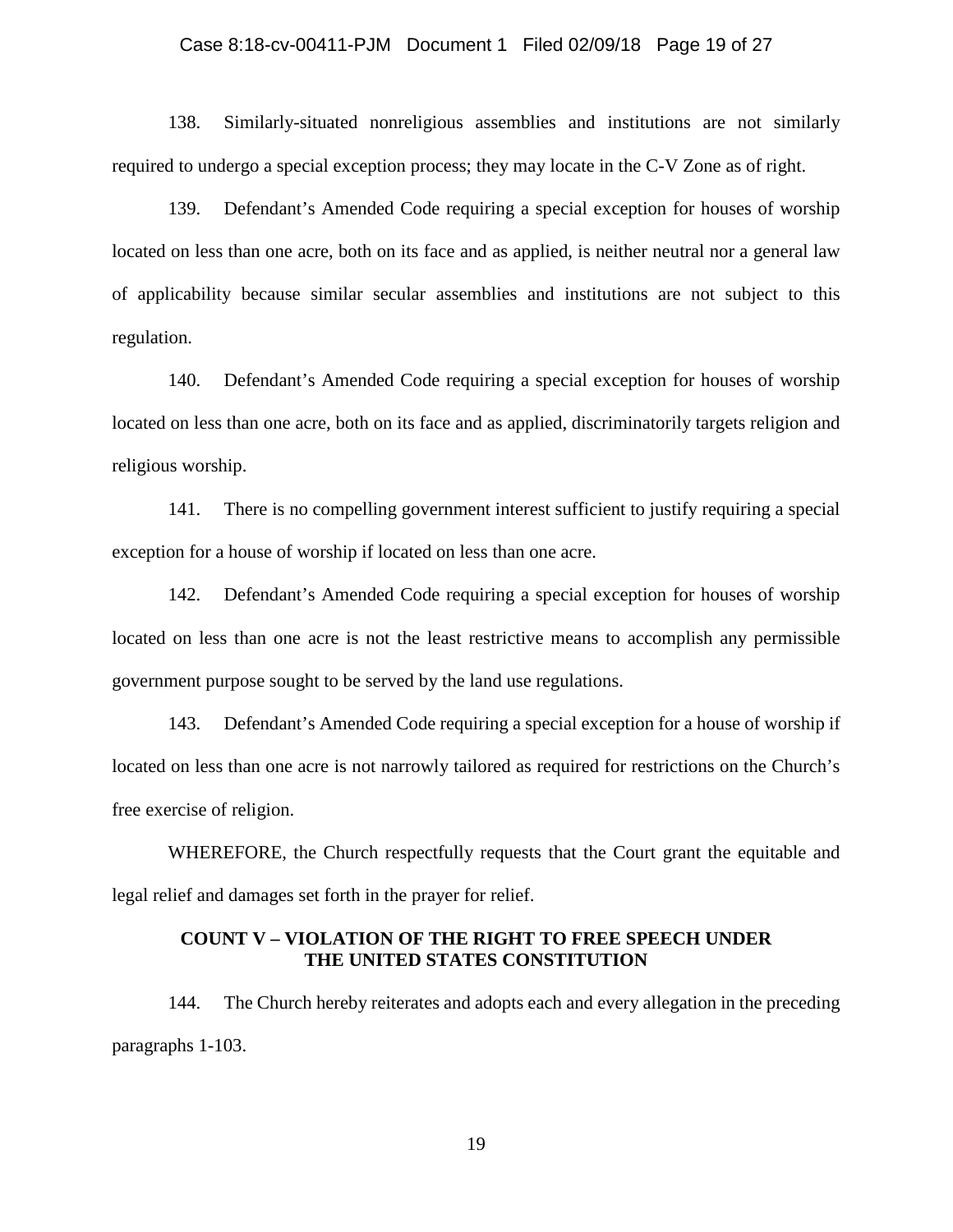138. Similarly-situated nonreligious assemblies and institutions are not similarly required to undergo a special exception process; they may locate in the C-V Zone as of right.

139. Defendant's Amended Code requiring a special exception for houses of worship located on less than one acre, both on its face and as applied, is neither neutral nor a general law of applicability because similar secular assemblies and institutions are not subject to this regulation.

140. Defendant's Amended Code requiring a special exception for houses of worship located on less than one acre, both on its face and as applied, discriminatorily targets religion and religious worship.

141. There is no compelling government interest sufficient to justify requiring a special exception for a house of worship if located on less than one acre.

142. Defendant's Amended Code requiring a special exception for houses of worship located on less than one acre is not the least restrictive means to accomplish any permissible government purpose sought to be served by the land use regulations.

143. Defendant's Amended Code requiring a special exception for a house of worship if located on less than one acre is not narrowly tailored as required for restrictions on the Church's free exercise of religion.

WHEREFORE, the Church respectfully requests that the Court grant the equitable and legal relief and damages set forth in the prayer for relief.

## COUNT V – VIOLATION OF THE RIGHT TO FREE SPEECH UNDER THE UNITED STATES CONSTITUTION

144. The Church hereby reiterates and adopts each and every allegation in the preceding paragraphs 1-103.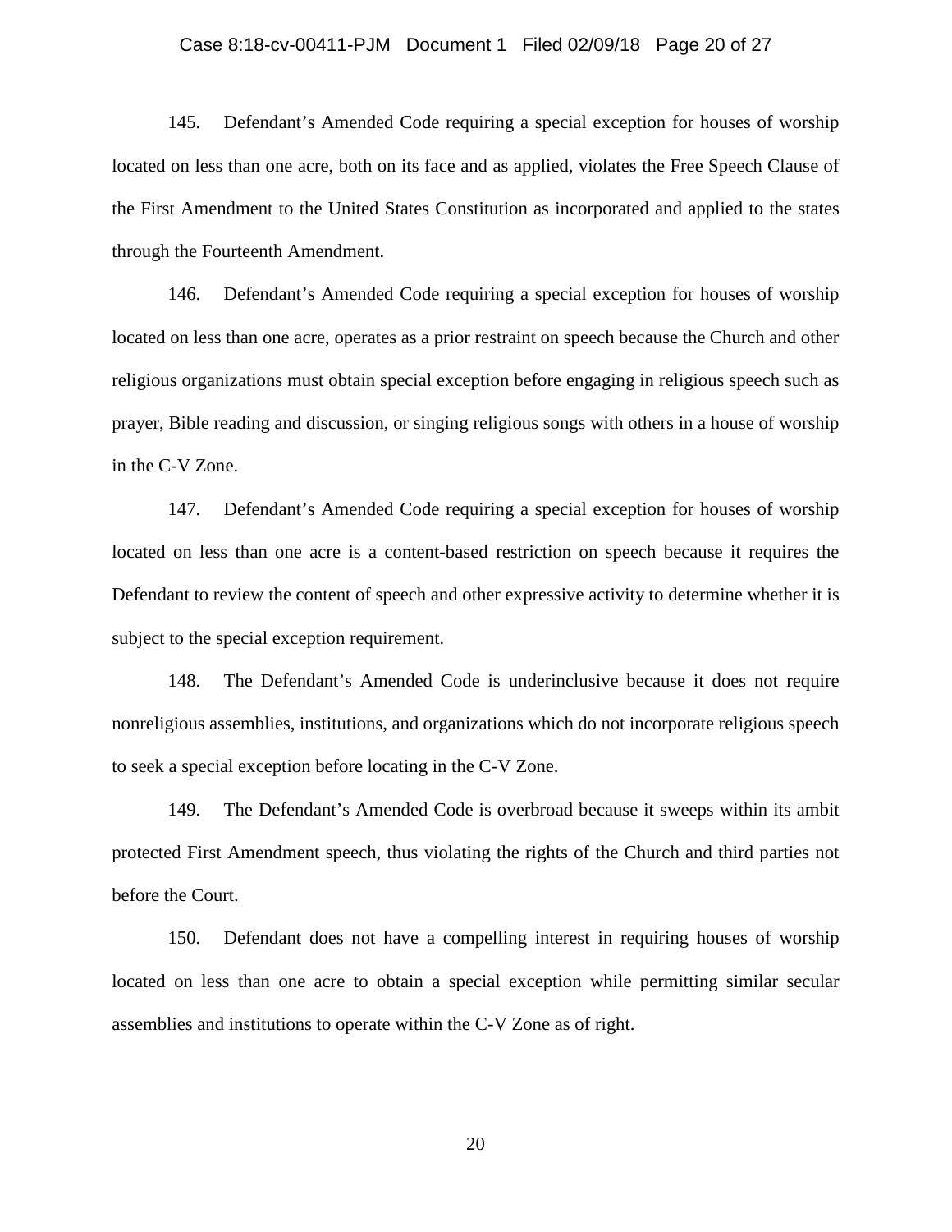145. Defendant's Amended Code requiring a special exception for houses of worship located on less than one acre, both on its face and as applied, violates the Free Speech Clause of the First Amendment to the United States Constitution as incorporated and applied to the states through the Fourteenth Amendment.

146. Defendant's Amended Code requiring a special exception for houses of worship located on less than one acre, operates as a prior restraint on speech because the Church and other religious organizations must obtain special exception before engaging in religious speech such as prayer, Bible reading and discussion, or singing religious songs with others in a house of worship in the C-V Zone.

147. Defendant's Amended Code requiring a special exception for houses of worship located on less than one acre is a content-based restriction on speech because it requires the Defendant to review the content of speech and other expressive activity to determine whether it is subject to the special exception requirement.

148. The Defendant's Amended Code is underinclusive because it does not require nonreligious assemblies, institutions, and organizations which do not incorporate religious speech to seek a special exception before locating in the C-V Zone.

149. The Defendant's Amended Code is overbroad because it sweeps within its ambit protected First Amendment speech, thus violating the rights of the Church and third parties not before the Court.

150. Defendant does not have a compelling interest in requiring houses of worship located on less than one acre to obtain a special exception while permitting similar secular assemblies and institutions to operate within the C-V Zone as of right.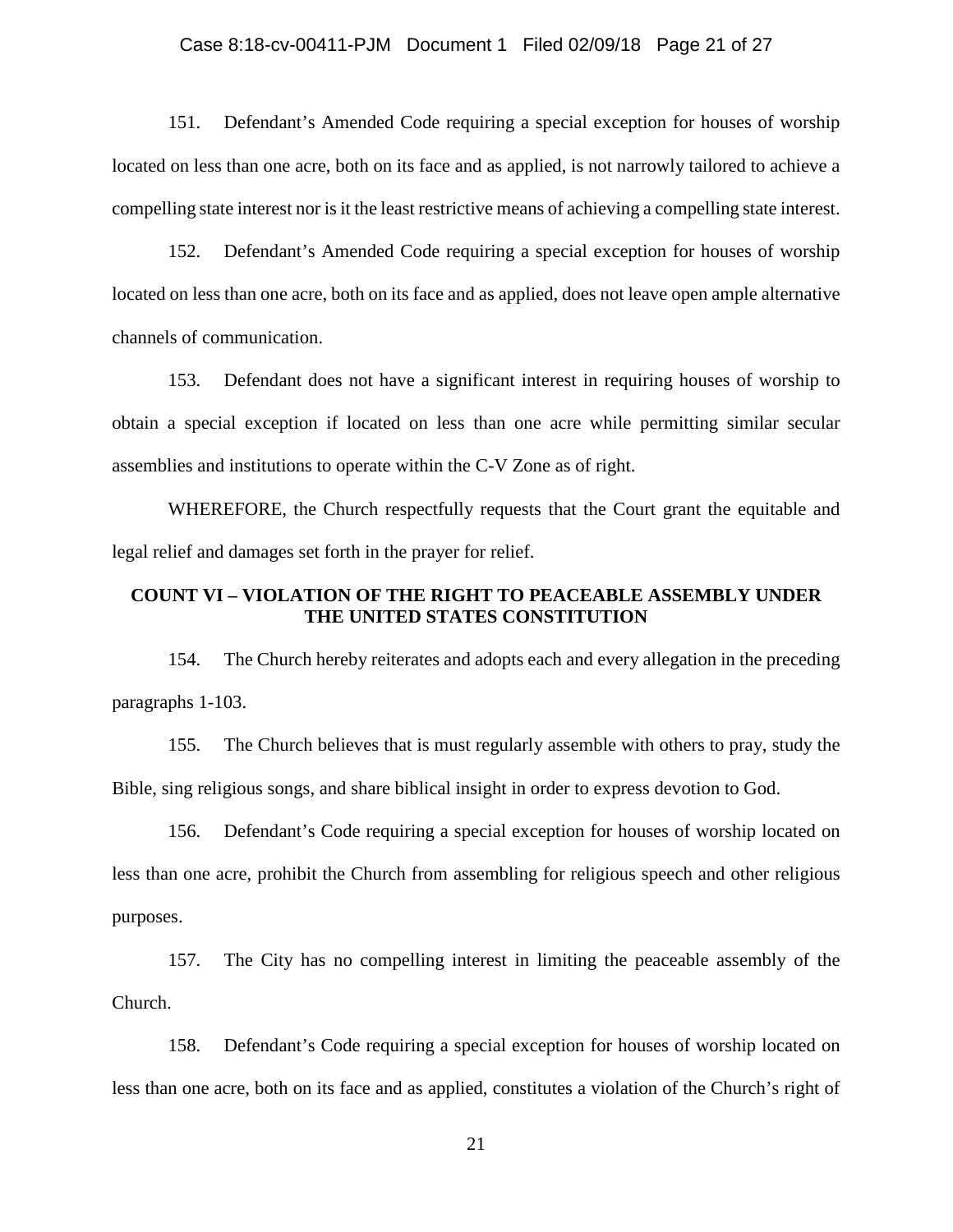151. Defendant's Amended Code requiring a special exception for houses of worship located on less than one acre, both on its face and as applied, is not narrowly tailored to achieve a compelling state interest nor is it the least restrictive means of achieving a compelling state interest.

152. Defendant's Amended Code requiring a special exception for houses of worship located on less than one acre, both on its face and as applied, does not leave open ample alternative channels of communication.

153. Defendant does not have a significant interest in requiring houses of worship to obtain a special exception if located on less than one acre while permitting similar secular assemblies and institutions to operate within the C-V Zone as of right.

WHEREFORE, the Church respectfully requests that the Court grant the equitable and legal relief and damages set forth in the prayer for relief.

## COUNT VI – VIOLATION OF THE RIGHT TO PEACEABLE ASSEMBLY UNDER THE UNITED STATES CONSTITUTION

154. The Church hereby reiterates and adopts each and every allegation in the preceding paragraphs 1-103.

155. The Church believes that is must regularly assemble with others to pray, study the Bible, sing religious songs, and share biblical insight in order to express devotion to God.

156. Defendant's Code requiring a special exception for houses of worship located on less than one acre, prohibit the Church from assembling for religious speech and other religious purposes.

157. The City has no compelling interest in limiting the peaceable assembly of the Church.

158. Defendant's Code requiring a special exception for houses of worship located on less than one acre, both on its face and as applied, constitutes a violation of the Church's right of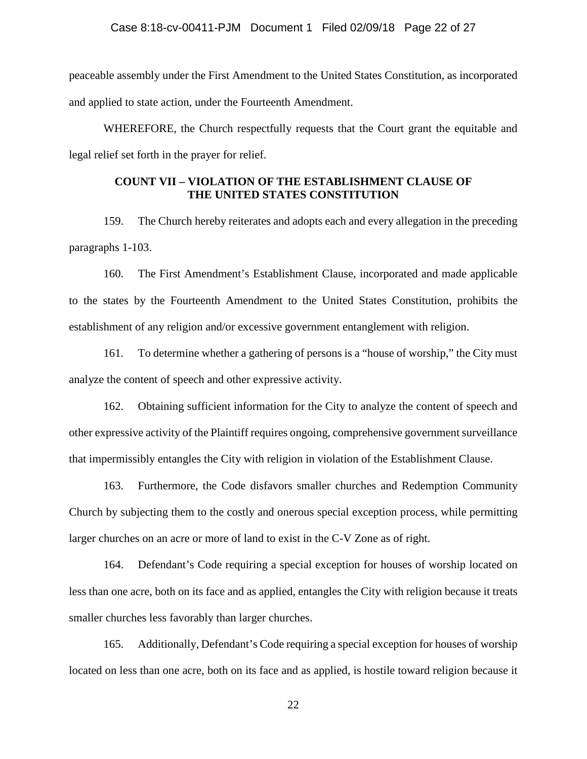peaceable assembly under the First Amendment to the United States Constitution, as incorporated and applied to state action, under the Fourteenth Amendment.

WHEREFORE, the Church respectfully requests that the Court grant the equitable and legal relief set forth in the prayer for relief.

## COUNT VII – VIOLATION OF THE ESTABLISHMENT CLAUSE OF THE UNITED STATES CONSTITUTION

159. The Church hereby reiterates and adopts each and every allegation in the preceding paragraphs 1-103.

160. The First Amendment's Establishment Clause, incorporated and made applicable to the states by the Fourteenth Amendment to the United States Constitution, prohibits the establishment of any religion and/or excessive government entanglement with religion.

161. To determine whether a gathering of persons is a "house of worship," the City must analyze the content of speech and other expressive activity.

162. Obtaining sufficient information for the City to analyze the content of speech and other expressive activity of the Plaintiff requires ongoing, comprehensive government surveillance that impermissibly entangles the City with religion in violation of the Establishment Clause.

163. Furthermore, the Code disfavors smaller churches and Redemption Community Church by subjecting them to the costly and onerous special exception process, while permitting larger churches on an acre or more of land to exist in the C-V Zone as of right.

164. Defendant's Code requiring a special exception for houses of worship located on less than one acre, both on its face and as applied, entangles the City with religion because it treats smaller churches less favorably than larger churches.

165. Additionally, Defendant's Code requiring a special exception for houses of worship located on less than one acre, both on its face and as applied, is hostile toward religion because it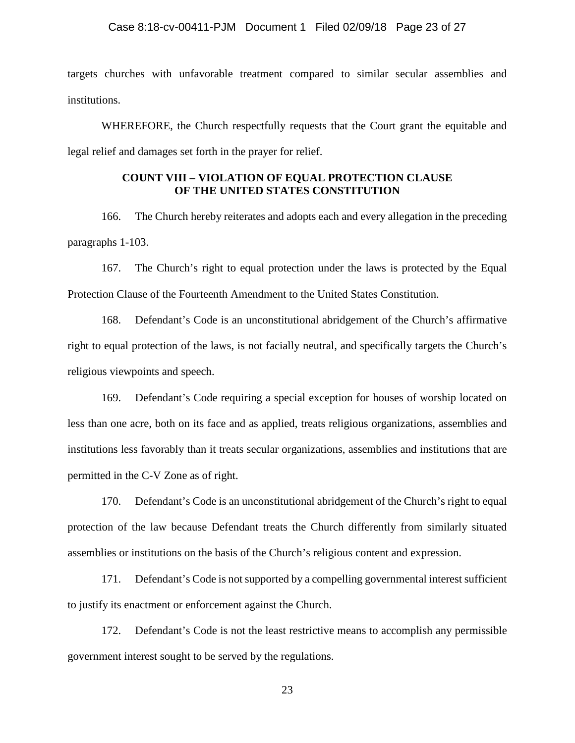targets churches with unfavorable treatment compared to similar secular assemblies and institutions.

WHEREFORE, the Church respectfully requests that the Court grant the equitable and legal relief and damages set forth in the prayer for relief.

## COUNT VIII – VIOLATION OF EQUAL PROTECTION CLAUSE OF THE UNITED STATES CONSTITUTION

166. The Church hereby reiterates and adopts each and every allegation in the preceding paragraphs 1-103.

167. The Church's right to equal protection under the laws is protected by the Equal Protection Clause of the Fourteenth Amendment to the United States Constitution.

168. Defendant's Code is an unconstitutional abridgement of the Church's affirmative right to equal protection of the laws, is not facially neutral, and specifically targets the Church's religious viewpoints and speech.

169. Defendant's Code requiring a special exception for houses of worship located on less than one acre, both on its face and as applied, treats religious organizations, assemblies and institutions less favorably than it treats secular organizations, assemblies and institutions that are permitted in the C-V Zone as of right.

170. Defendant's Code is an unconstitutional abridgement of the Church's right to equal protection of the law because Defendant treats the Church differently from similarly situated assemblies or institutions on the basis of the Church's religious content and expression.

171. Defendant's Code is not supported by a compelling governmental interest sufficient to justify its enactment or enforcement against the Church.

172. Defendant's Code is not the least restrictive means to accomplish any permissible government interest sought to be served by the regulations.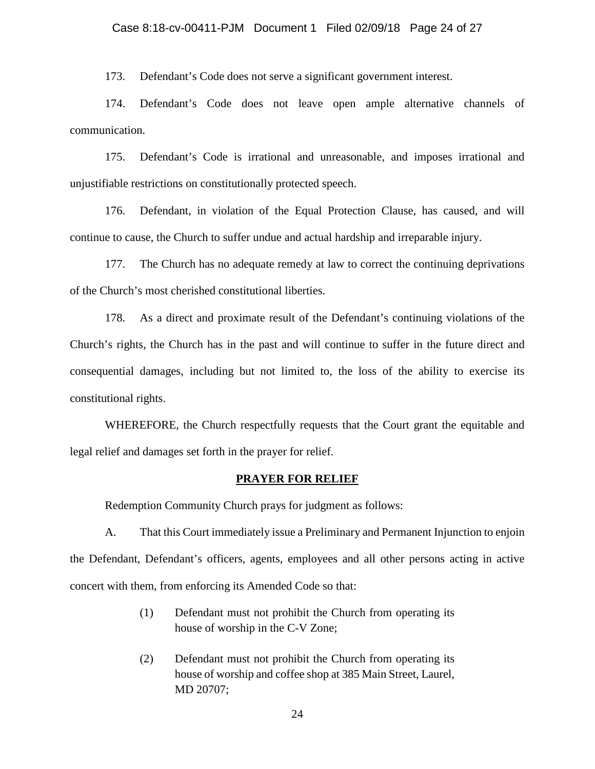173. Defendant's Code does not serve a significant government interest.

174. Defendant's Code does not leave open ample alternative channels of communication.

175. Defendant's Code is irrational and unreasonable, and imposes irrational and unjustifiable restrictions on constitutionally protected speech.

176. Defendant, in violation of the Equal Protection Clause, has caused, and will continue to cause, the Church to suffer undue and actual hardship and irreparable injury.

177. The Church has no adequate remedy at law to correct the continuing deprivations of the Church's most cherished constitutional liberties.

178. As a direct and proximate result of the Defendant's continuing violations of the Church's rights, the Church has in the past and will continue to suffer in the future direct and consequential damages, including but not limited to, the loss of the ability to exercise its constitutional rights.

WHEREFORE, the Church respectfully requests that the Court grant the equitable and legal relief and damages set forth in the prayer for relief.

**PRAYER FOR RELIEF**

Redemption Community Church prays for judgment as follows:

A. That this Court immediately issue a Preliminary and Permanent Injunction to enjoin the Defendant, Defendant's officers, agents, employees and all other persons acting in active concert with them, from enforcing its Amended Code so that:

(1) Defendant must not prohibit the Church from operating its house of worship in the C-V Zone;

(2) Defendant must not prohibit the Church from operating its house of worship and coffee shop at 385 Main Street, Laurel, MD 20707;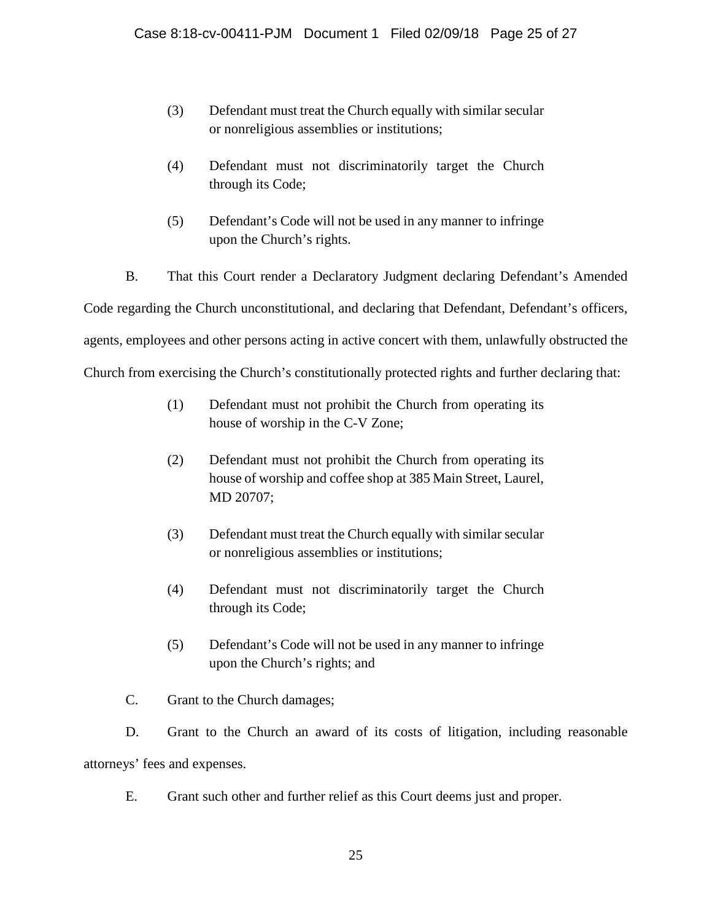(3) Defendant must treat the Church equally with similar secular or nonreligious assemblies or institutions;

(4) Defendant must not discriminatorily target the Church through its Code;

(5) Defendant's Code will not be used in any manner to infringe upon the Church's rights.

B. That this Court render a Declaratory Judgment declaring Defendant's Amended Code regarding the Church unconstitutional, and declaring that Defendant, Defendant's officers, agents, employees and other persons acting in active concert with them, unlawfully obstructed the Church from exercising the Church's constitutionally protected rights and further declaring that:

(1) Defendant must not prohibit the Church from operating its house of worship in the C-V Zone;

(2) Defendant must not prohibit the Church from operating its house of worship and coffee shop at 385 Main Street, Laurel, MD 20707;

(3) Defendant must treat the Church equally with similar secular or nonreligious assemblies or institutions;

(4) Defendant must not discriminatorily target the Church through its Code;

(5) Defendant's Code will not be used in any manner to infringe upon the Church's rights; and

C. Grant to the Church damages;

D. Grant to the Church an award of its costs of litigation, including reasonable attorneys' fees and expenses.

E. Grant such other and further relief as this Court deems just and proper.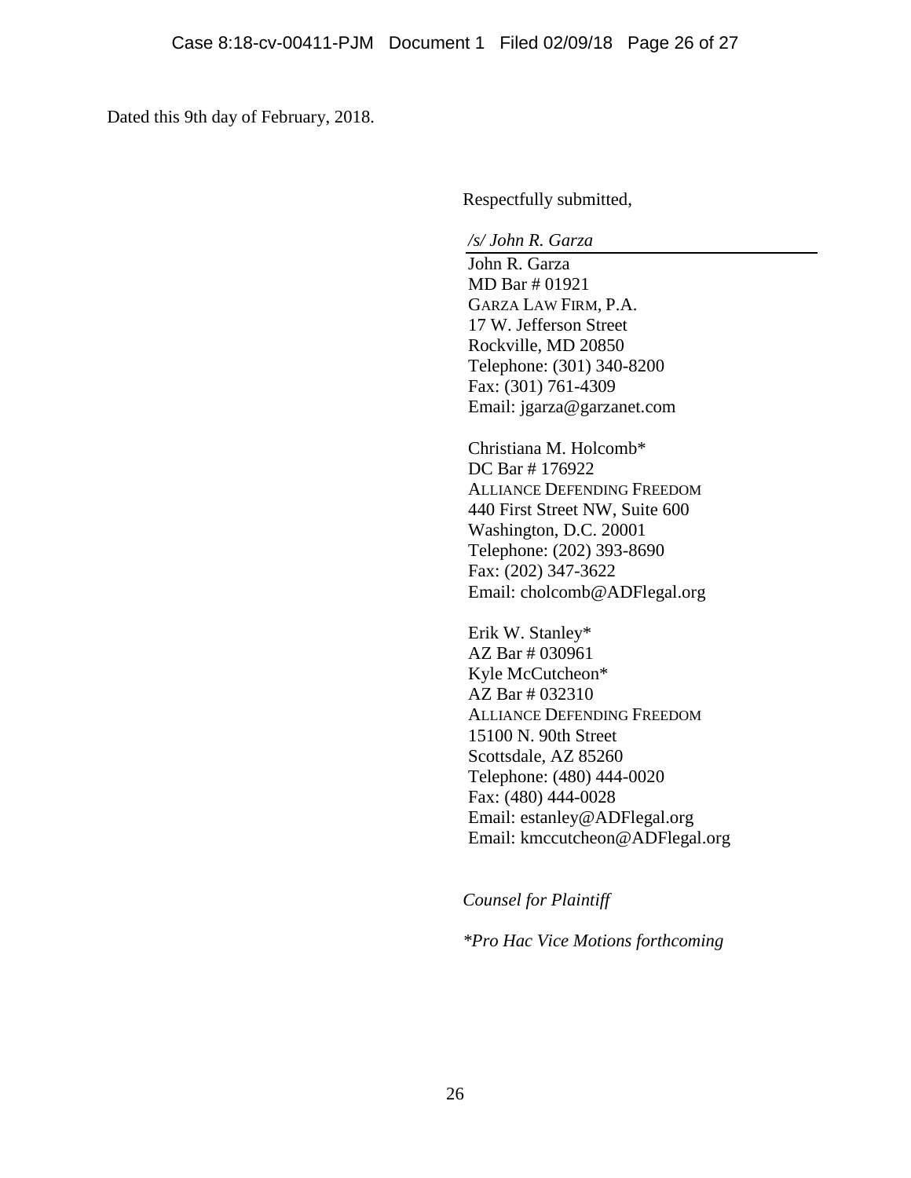Dated this 9th day of February, 2018.

Respectfully submitted,

*/s/ John R. Garza*

John R. Garza
MD Bar # 01921
GARZA LAW FIRM, P.A.
17 W. Jefferson Street
Rockville, MD 20850
Telephone: (301) 340-8200
Fax: (301) 761-4309
Email: jgarza@garzanet.com

Christiana M. Holcomb*
DC Bar # 176922
ALLIANCE DEFENDING FREEDOM
440 First Street NW, Suite 600
Washington, D.C. 20001
Telephone: (202) 393-8690
Fax: (202) 347-3622
Email: cholcomb@ADFlegal.org

Erik W. Stanley*
AZ Bar # 030961
Kyle McCutcheon*
AZ Bar # 032310
ALLIANCE DEFENDING FREEDOM
15100 N. 90th Street
Scottsdale, AZ 85260
Telephone: (480) 444-0020
Fax: (480) 444-0028
Email: estanley@ADFlegal.org
Email: kmccutcheon@ADFlegal.org

*Counsel for Plaintiff*

*\*Pro Hac Vice Motions forthcoming*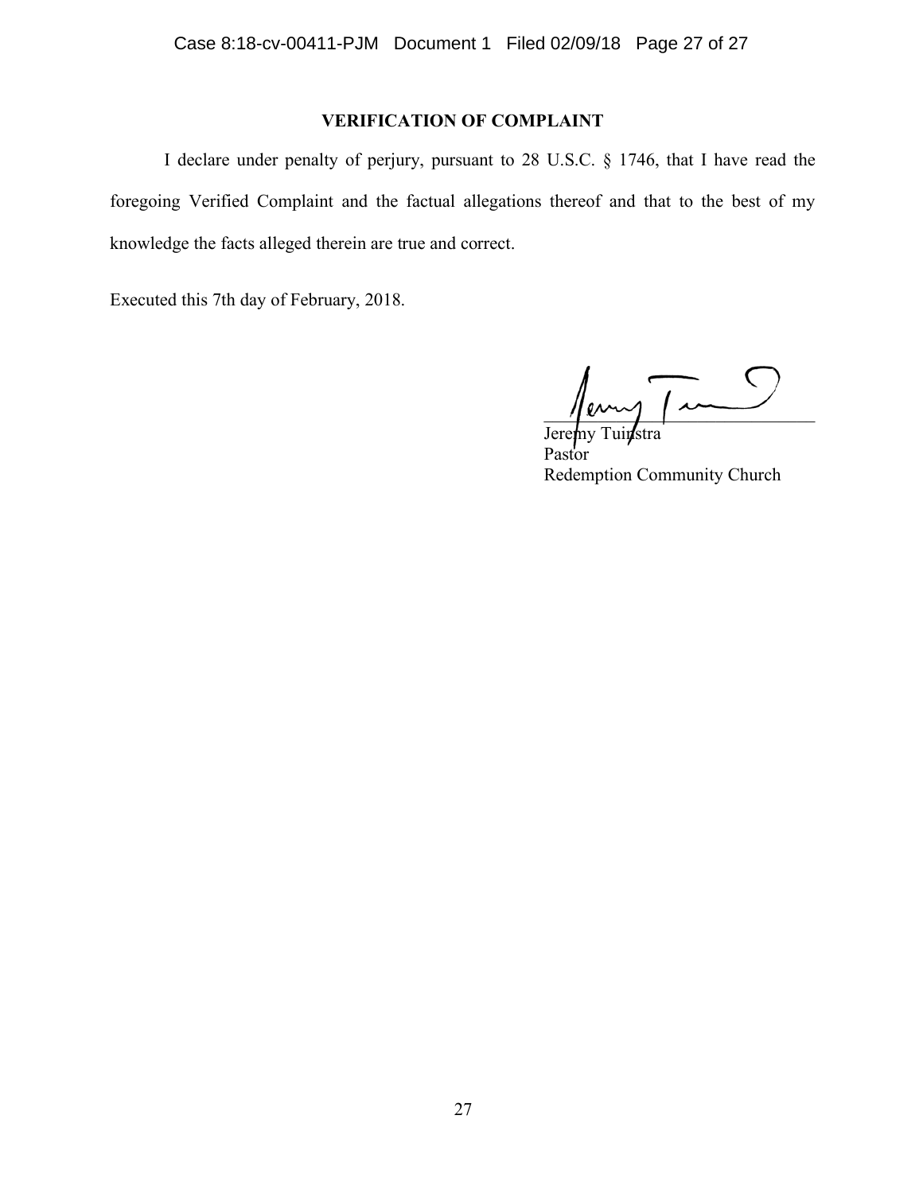**VERIFICATION OF COMPLAINT**

I declare under penalty of perjury, pursuant to 28 U.S.C. § 1746, that I have read the foregoing Verified Complaint and the factual allegations thereof and that to the best of my knowledge the facts alleged therein are true and correct.

Executed this 7th day of February, 2018.

Jeremy Tuinstra  
Pastor  
Redemption Community Church